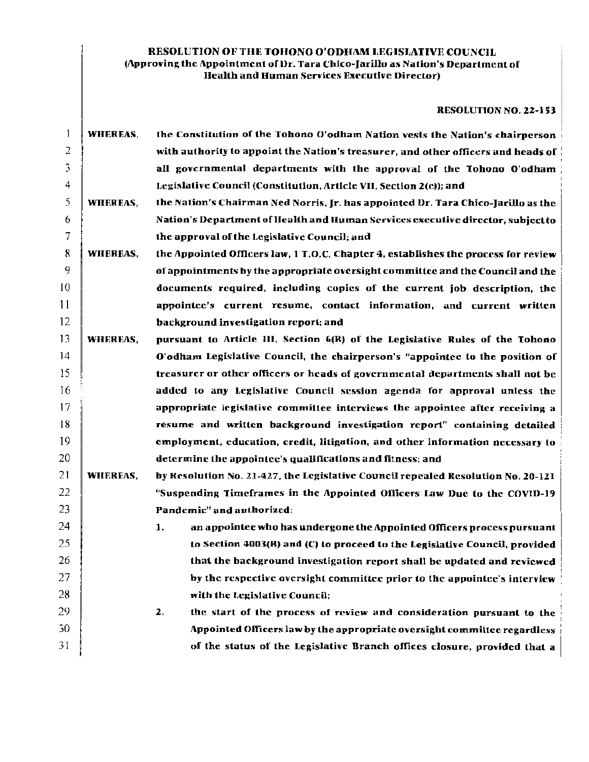**RESOLUTION OF THE TOHONO O'ODHAM LEGISLATIVE COUNCIL**
**(Approving the Appointment of Dr. Tara Chico-Jarillo as Nation's Department of Health and Human Services Executive Director)**

**RESOLUTION NO. 22-153**

**WHEREAS,** the Constitution of the Tohono O'odham Nation vests the Nation's chairperson with authority to appoint the Nation's treasurer, and other officers and heads of all governmental departments with the approval of the Tohono O'odham Legislative Council (Constitution, Article VII, Section 2(c)); and

**WHEREAS,** the Nation's Chairman Ned Norris, Jr. has appointed Dr. Tara Chico-Jarillo as the Nation's Department of Health and Human Services executive director, subject to the approval of the Legislative Council; and

**WHEREAS,** the Appointed Officers law, 1 T.O.C. Chapter 4, establishes the process for review of appointments by the appropriate oversight committee and the Council and the documents required, including copies of the current job description, the appointee's current resume, contact information, and current written background investigation report; and

**WHEREAS,** pursuant to Article III, Section 6(B) of the Legislative Rules of the Tohono O'odham Legislative Council, the chairperson's "appointee to the position of treasurer or other officers or heads of governmental departments shall not be added to any Legislative Council session agenda for approval unless the appropriate legislative committee interviews the appointee after receiving a resume and written background investigation report" containing detailed employment, education, credit, litigation, and other information necessary to determine the appointee's qualifications and fitness; and

**WHEREAS,** by Resolution No. 21-427, the Legislative Council repealed Resolution No. 20-121 "Suspending Timeframes in the Appointed Officers Law Due to the COVID-19 Pandemic" and authorized:

1. an appointee who has undergone the Appointed Officers process pursuant to Section 4003(B) and (C) to proceed to the Legislative Council, provided that the background investigation report shall be updated and reviewed by the respective oversight committee prior to the appointee's interview with the Legislative Council;
2. the start of the process of review and consideration pursuant to the Appointed Officers law by the appropriate oversight committee regardless of the status of the Legislative Branch offices closure, provided that a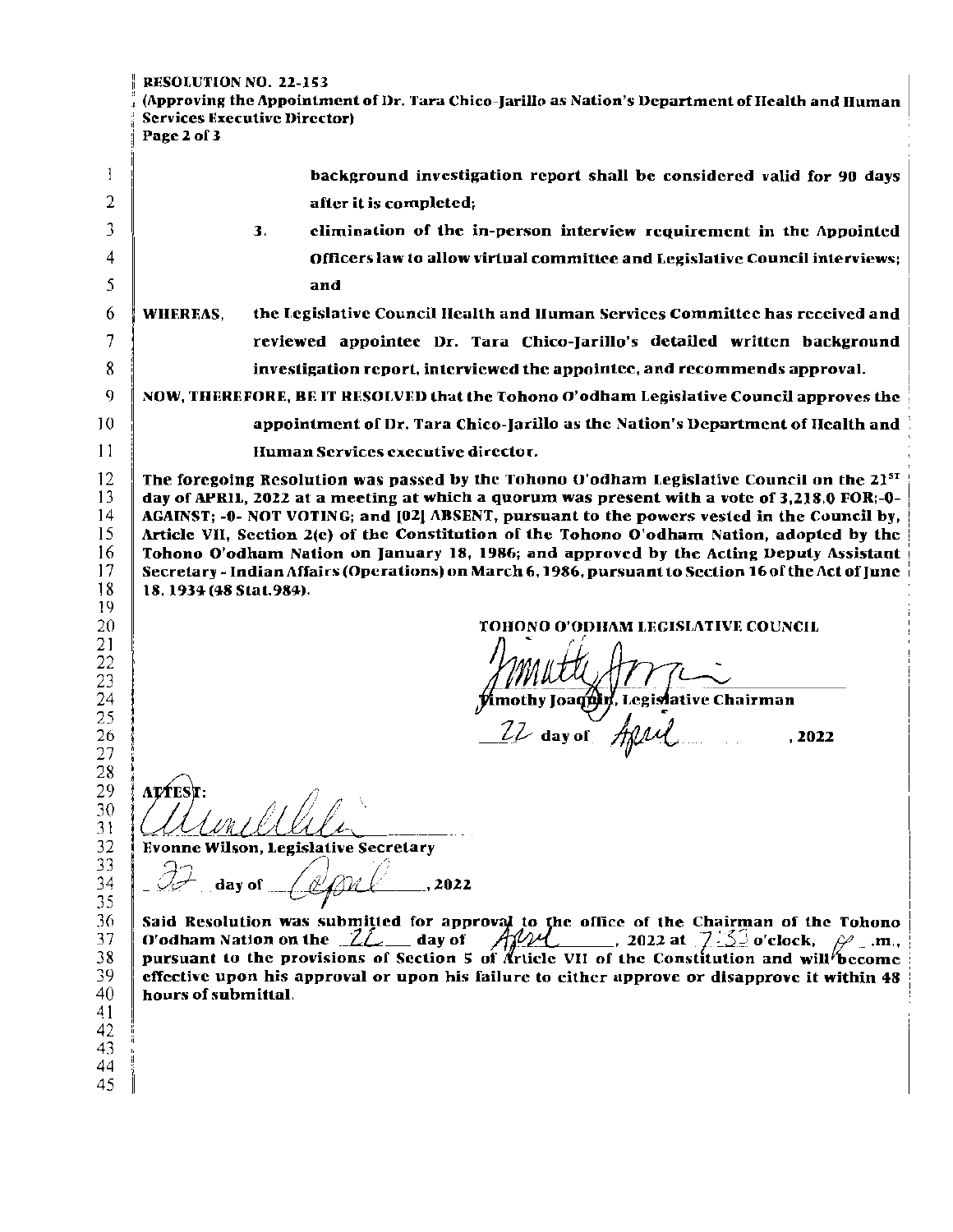background investigation report shall be considered valid for 90 days after it is completed;

3. elimination of the in-person interview requirement in the Appointed Officers law to allow virtual committee and Legislative Council interviews; and

**WHEREAS**, the Legislative Council Health and Human Services Committee has received and reviewed appointee Dr. Tara Chico-Jarillo's detailed written background investigation report, interviewed the appointee, and recommends approval.

**NOW, THEREFORE, BE IT RESOLVED** that the Tohono O'odham Legislative Council approves the appointment of Dr. Tara Chico-Jarillo as the Nation's Department of Health and Human Services executive director.

The foregoing Resolution was passed by the Tohono O'odham Legislative Council on the 21[ST] day of APRIL, 2022 at a meeting at which a quorum was present with a vote of 3,218.0 FOR; -0- AGAINST; -0- NOT VOTING; and [02] ABSENT, pursuant to the powers vested in the Council by, Article VII, Section 2(c) of the Constitution of the Tohono O'odham Nation, adopted by the Tohono O'odham Nation on January 18, 1986; and approved by the Acting Deputy Assistant Secretary - Indian Affairs (Operations) on March 6, 1986, pursuant to Section 16 of the Act of June 18, 1934 (48 Stat.984).

TOHONO O'ODHAM LEGISLATIVE COUNCIL

Timothy Joaquin, Legislative Chairman

22 day of April, 2022

ATTEST:

Evonne Wilson, Legislative Secretary

22 day of April, 2022

Said Resolution was submitted for approval to the office of the Chairman of the Tohono O'odham Nation on the 22 day of April, 2022 at 7:33 o'clock, P .m., pursuant to the provisions of Section 5 of Article VII of the Constitution and will become effective upon his approval or upon his failure to either approve or disapprove it within 48 hours of submittal.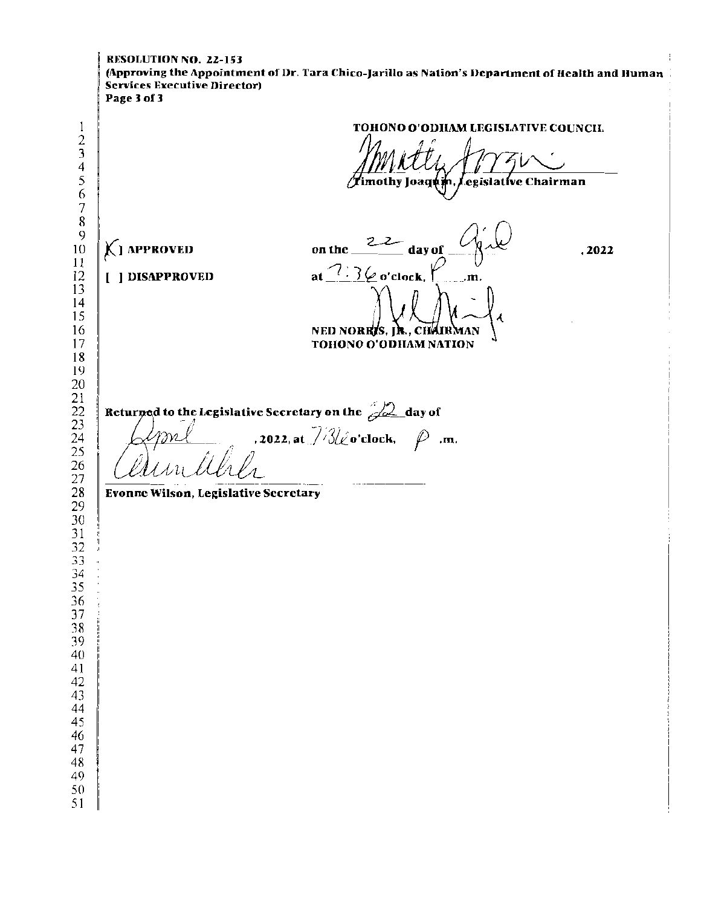**RESOLUTION NO. 22-153**
**(Approving the Appointment of Dr. Tara Chico-Jarillo as Nation's Department of Health and Human Services Executive Director)**

TOHONO O'ODHAM LEGISLATIVE COUNCIL

Timothy Joaquin, Legislative Chairman

[X] APPROVED on the 22 day of April, 2022

[ ] DISAPPROVED at 7:36 o'clock, P.m.

NED NORRIS, JR., CHAIRMAN
TOHONO O'ODHAM NATION

Returned to the Legislative Secretary on the 22 day of April, 2022, at 7:36 o'clock, P.m.

Evonne Wilson, Legislative Secretary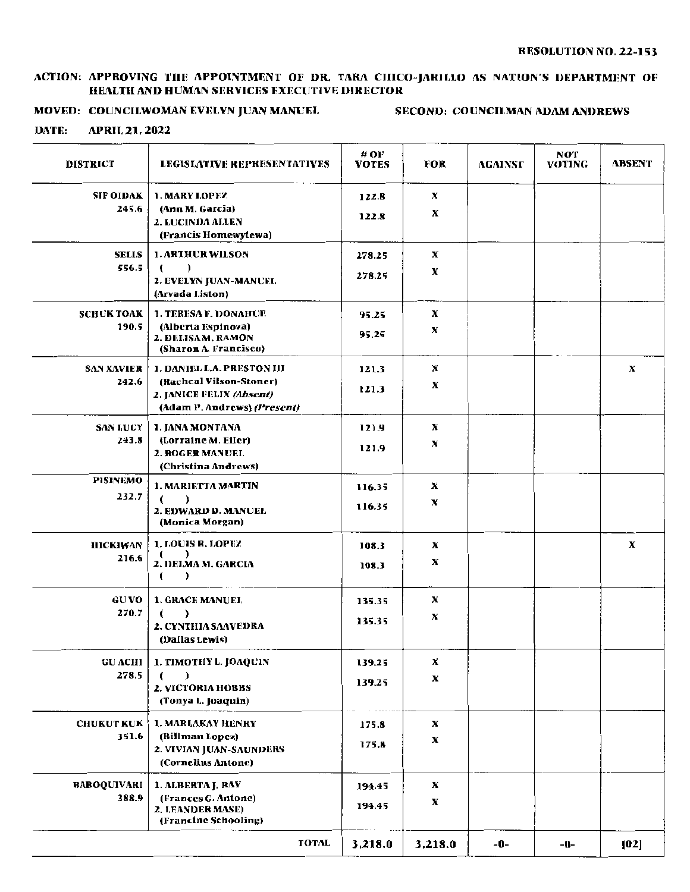RESOLUTION NO. 22-153

**ACTION: APPROVING THE APPOINTMENT OF DR. TARA CHICO-JARILLO AS NATION'S DEPARTMENT OF HEALTH AND HUMAN SERVICES EXECUTIVE DIRECTOR**

**MOVED: COUNCILWOMAN EVELYN JUAN MANUEL** | **SECOND: COUNCILMAN ADAM ANDREWS**

**DATE: APRIL 21, 2022**

| DISTRICT | LEGISLATIVE REPRESENTATIVES | # OF VOTES | FOR | AGAINST | NOT VOTING | ABSENT |
|---|---|---|---|---|---|---|
| SIF OIDAK 245.6 | 1. MARY LOPEZ (Ann M. Garcia) 2. LUCINDA ALLEN (Francis Homewytewa) | 122.8 122.8 | X X | | | |
| SELLS 556.5 | 1. ARTHUR WILSON ( ) 2. EVELYN JUAN-MANUEL (Arvada Liston) | 278.25 278.25 | X X | | | |
| SCHUK TOAK 190.5 | 1. TERESA F. DONAHUE (Alberta Espinoza) 2. DELISA M. RAMON (Sharon A. Francisco) | 95.25 95.25 | X X | | | |
| SAN XAVIER 242.6 | 1. DANIEL L.A. PRESTON III (Racheal Vilson-Stoner) 2. JANICE FELIX *(Absent)* (Adam P. Andrews) *(Present)* | 121.3 121.3 | X X | | | X |
| SAN LUCY 243.8 | 1. JANA MONTANA (Lorraine M. Eiler) 2. ROGER MANUEL (Christina Andrews) | 121.9 121.9 | X X | | | |
| PISINEMO 232.7 | 1. MARIETTA MARTIN ( ) 2. EDWARD D. MANUEL (Monica Morgan) | 116.35 116.35 | X X | | | |
| HICKIWAN 216.6 | 1. LOUIS R. LOPEZ ( ) 2. DELMA M. GARCIA ( ) | 108.3 108.3 | X X | | | X |
| GU VO 270.7 | 1. GRACE MANUEL ( ) 2. CYNTHIA SAAVEDRA (Dallas Lewis) | 135.35 135.35 | X X | | | |
| GU ACHI 278.5 | 1. TIMOTHY L. JOAQUIN ( ) 2. VICTORIA HOBBS (Tonya L. Joaquin) | 139.25 139.25 | X X | | | |
| CHUKUT KUK 351.6 | 1. MARLAKAY HENRY (Billman Lopez) 2. VIVIAN JUAN-SAUNDERS (Cornelius Antone) | 175.8 175.8 | X X | | | |
| BABOQUIVARI 388.9 | 1. ALBERTA J. RAY (Frances C. Antone) 2. LEANDER MASE) (Francine Schooling) | 194.45 194.45 | X X | | | |
| | TOTAL | 3,218.0 | 3,218.0 | -0- | -0- | [02] |